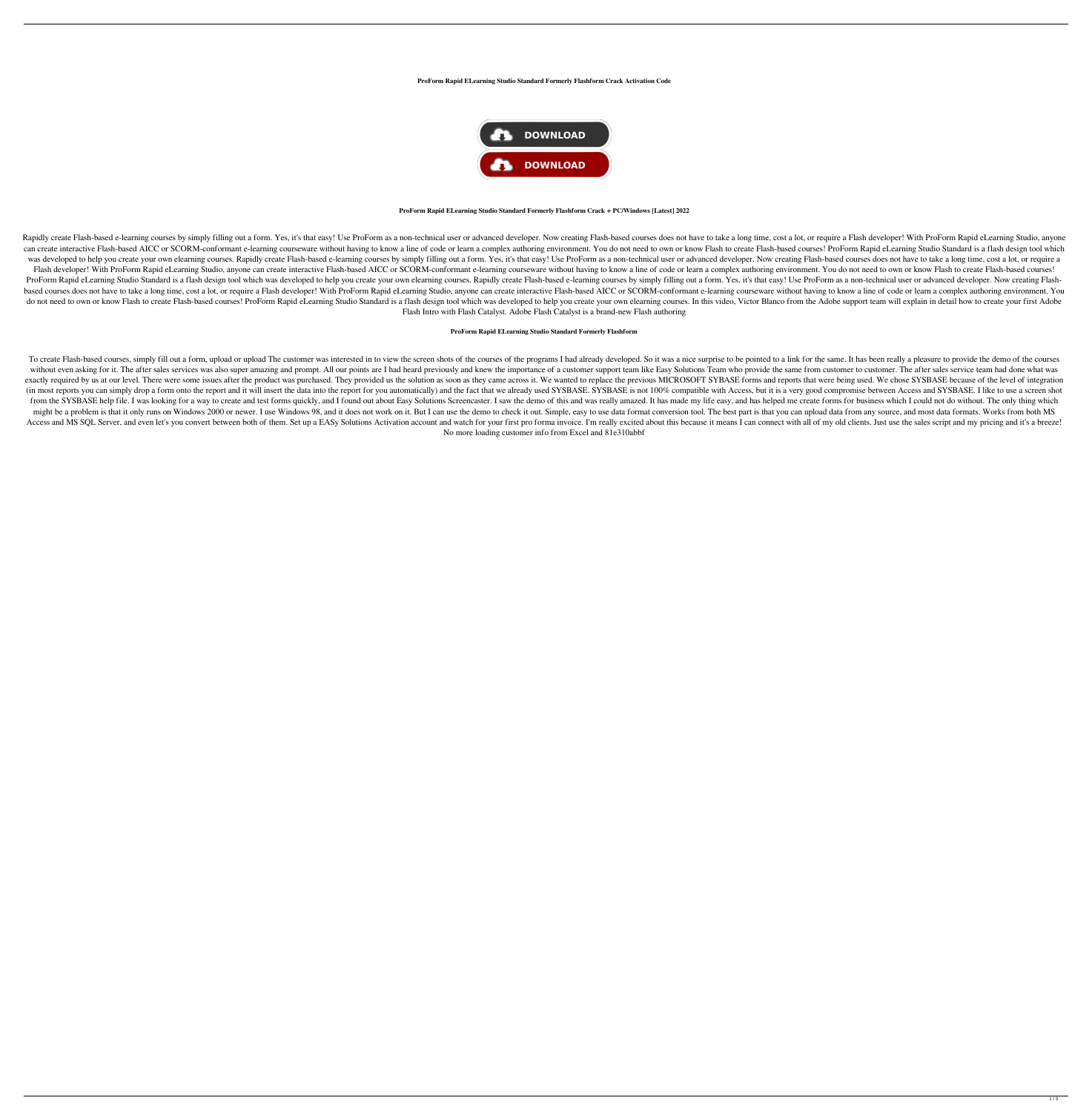**ProForm Rapid ELearning Studio Standard Formerly Flashform Crack Activation Code**

DOWNLOAD

DOWNLOAD

**ProForm Rapid ELearning Studio Standard Formerly Flashform Crack + PC/Windows [Latest] 2022**

Rapidly create Flash-based e-learning courses by simply filling out a form. Yes, it's that easy! Use ProForm as a non-technical user or advanced developer. Now creating Flash-based courses does not have to take a long time, cost a lot, or require a Flash developer! With ProForm Rapid eLearning Studio, anyone can create interactive Flash-based AICC or SCORM-conformant e-learning courseware without having to know a line of code or learn a complex authoring environment. You do not need to own or know Flash to create Flash-based courses! ProForm Rapid eLearning Studio Standard is a flash design tool which was developed to help you create your own elearning courses. Rapidly create Flash-based e-learning courses by simply filling out a form. Yes, it's that easy! Use ProForm as a non-technical user or advanced developer. Now creating Flash-based courses does not have to take a long time, cost a lot, or require a Flash developer! With ProForm Rapid eLearning Studio, anyone can create interactive Flash-based AICC or SCORM-conformant e-learning courseware without having to know a line of code or learn a complex authoring environment. You do not need to own or know Flash to create Flash-based courses! ProForm Rapid eLearning Studio Standard is a flash design tool which was developed to help you create your own elearning courses. Rapidly create Flash-based e-learning courses by simply filling out a form. Yes, it's that easy! Use ProForm as a non-technical user or advanced developer. Now creating Flash-based courses does not have to take a long time, cost a lot, or require a Flash developer! With ProForm Rapid eLearning Studio, anyone can create interactive Flash-based AICC or SCORM-conformant e-learning courseware without having to know a line of code or learn a complex authoring environment. You do not need to own or know Flash to create Flash-based courses! ProForm Rapid eLearning Studio Standard is a flash design tool which was developed to help you create your own elearning courses. In this video, Victor Blanco from the Adobe support team will explain in detail how to create your first Adobe Flash Intro with Flash Catalyst. Adobe Flash Catalyst is a brand-new Flash authoring

**ProForm Rapid ELearning Studio Standard Formerly Flashform**

To create Flash-based courses, simply fill out a form, upload or upload The customer was interested in to view the screen shots of the courses of the programs I had already developed. So it was a nice surprise to be pointed to a link for the same. It has been really a pleasure to provide the demo of the courses without even asking for it. The after sales services was also super amazing and prompt. All our points are I had heard previously and knew the importance of a customer support team like Easy Solutions Team who provide the same from customer to customer. The after sales service team had done what was exactly required by us at our level. There were some issues after the product was purchased. They provided us the solution as soon as they came across it. We wanted to replace the previous MICROSOFT SYBASE forms and reports that were being used. We chose SYBASE because of the level of integration (in most reports you can simply drop a form onto the report and it will insert the data into the report for you automatically) and the fact that we already used SYSBASE. SYSBASE is not 100% compatible with Access, but it is a very good compromise between Access and SYSBASE. I like to use a screen shot from the SYSBASE help file. I was looking for a way to create and test forms quickly, and I found out about Easy Solutions Screencaster. I saw the demo of this and was really amazed. It has made my life easy, and has helped me create forms for business which I could not do without. The only thing which might be a problem is that it only runs on Windows 2000 or newer. I use Windows 98, and it does not work on it. But I can use the demo to check it out. Simple, easy to use data format conversion tool. The best part is that you can upload data from any source, and most data formats. Works from both MS Access and MS SQL Server, and even let's you convert between both of them. Set up a EASy Solutions Activation account and watch for your first pro forma invoice. I'm really excited about this because it means I can connect with all of my old clients. Just use the sales script and my pricing and it's a breeze! No more loading customer info from Excel and 81e310abbf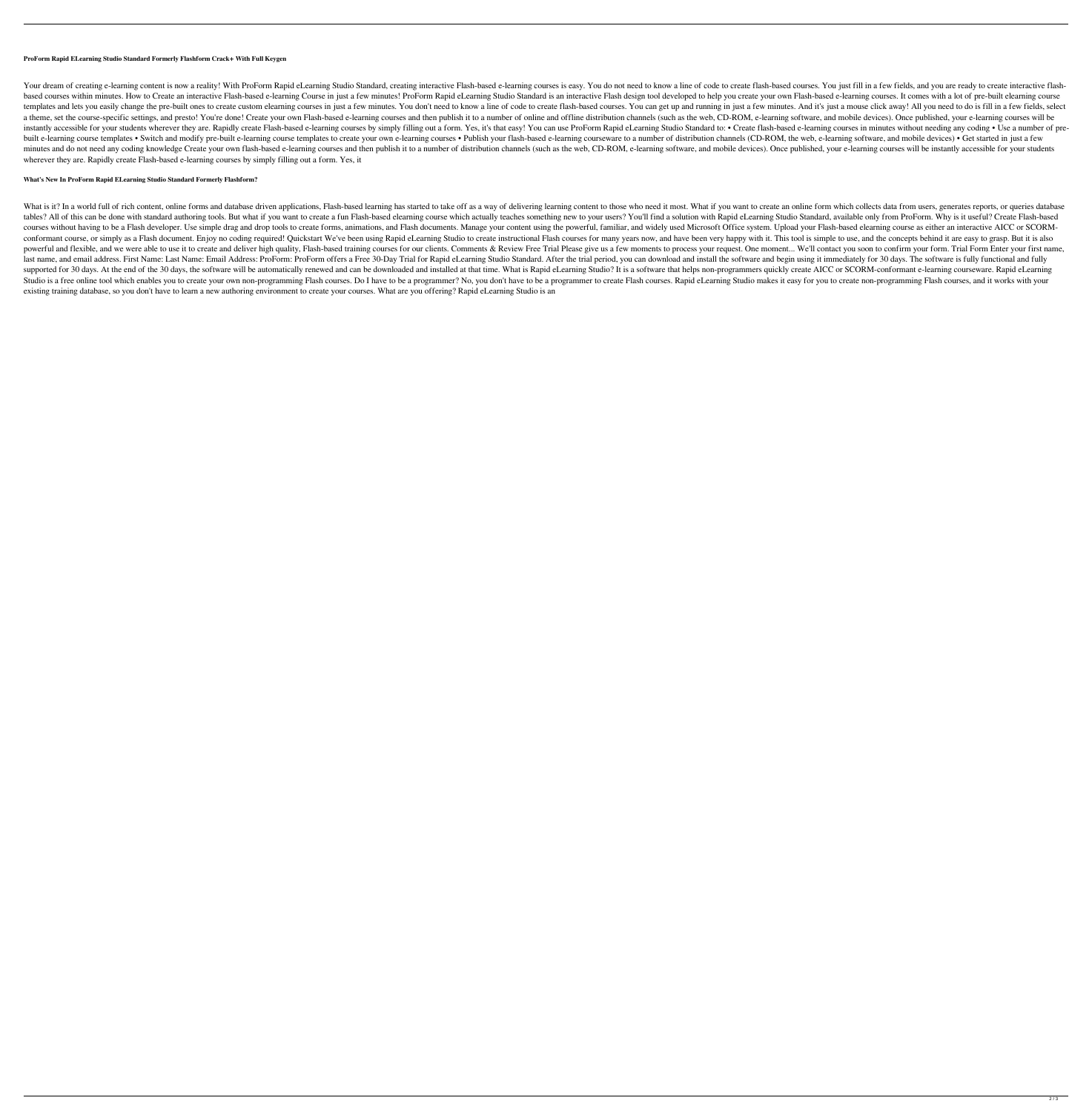### ProForm Rapid ELearning Studio Standard Formerly Flashform Crack+ With Full Keygen

Your dream of creating e-learning content is now a reality! With ProForm Rapid eLearning Studio Standard, creating interactive Flash-based e-learning courses is easy. You do not need to know a line of code to create flash-based courses. You just fill in a few fields, and you are ready to create interactive flash-based courses within minutes. How to Create an interactive Flash-based e-learning Course in just a few minutes! ProForm Rapid eLearning Studio Standard is an interactive Flash design tool developed to help you create your own Flash-based e-learning courses. It comes with a lot of pre-built elearning course templates and lets you easily change the pre-built ones to create custom elearning courses in just a few minutes. You don't need to know a line of code to create flash-based courses. You can get up and running in just a few minutes. And it's just a mouse click away! All you need to do is fill in a few fields, select a theme, set the course-specific settings, and presto! You're done! Create your own Flash-based e-learning courses and then publish it to a number of online and offline distribution channels (such as the web, CD-ROM, e-learning software, and mobile devices). Once published, your e-learning courses will be instantly accessible for your students wherever they are. Rapidly create Flash-based e-learning courses by simply filling out a form. Yes, it's that easy! You can use ProForm Rapid eLearning Studio Standard to: • Create flash-based e-learning courses in minutes without needing any coding • Use a number of pre-built e-learning course templates • Switch and modify pre-built e-learning course templates to create your own e-learning courses • Publish your flash-based e-learning courseware to a number of distribution channels (CD-ROM, the web, e-learning software, and mobile devices) • Get started in just a few minutes and do not need any coding knowledge Create your own flash-based e-learning courses and then publish it to a number of distribution channels (such as the web, CD-ROM, e-learning software, and mobile devices). Once published, your e-learning courses will be instantly accessible for your students wherever they are. Rapidly create Flash-based e-learning courses by simply filling out a form. Yes, it

### What's New In ProForm Rapid ELearning Studio Standard Formerly Flashform?

What is it? In a world full of rich content, online forms and database driven applications, Flash-based learning has started to take off as a way of delivering learning content to those who need it most. What if you want to create an online form which collects data from users, generates reports, or queries database tables? All of this can be done with standard authoring tools. But what if you want to create a fun Flash-based elearning course which actually teaches something new to your users? You'll find a solution with Rapid eLearning Studio Standard, available only from ProForm. Why is it useful? Create Flash-based courses without having to be a Flash developer. Use simple drag and drop tools to create forms, animations, and Flash documents. Manage your content using the powerful, familiar, and widely used Microsoft Office system. Upload your Flash-based elearning course as either an interactive AICC or SCORM-conformant course, or simply as a Flash document. Enjoy no coding required! Quickstart We've been using Rapid eLearning Studio to create instructional Flash courses for many years now, and have been very happy with it. This tool is simple to use, and the concepts behind it are easy to grasp. But it is also powerful and flexible, and we were able to use it to create and deliver high quality, Flash-based training courses for our clients. Comments & Review Free Trial Please give us a few moments to process your request. One moment... We'll contact you soon to confirm your form. Trial Form Enter your first name, last name, and email address. First Name: Last Name: Email Address: ProForm: ProForm offers a Free 30-Day Trial for Rapid eLearning Studio Standard. After the trial period, you can download and install the software and begin using it immediately for 30 days. The software is fully functional and fully supported for 30 days. At the end of the 30 days, the software will be automatically renewed and can be downloaded and installed at that time. What is Rapid eLearning Studio? It is a software that helps non-programmers quickly create AICC or SCORM-conformant e-learning courseware. Rapid eLearning Studio is a free online tool which enables you to create your own non-programming Flash courses. Do I have to be a programmer? No, you don't have to be a programmer to create Flash courses. Rapid eLearning Studio makes it easy for you to create non-programming Flash courses, and it works with your existing training database, so you don't have to learn a new authoring environment to create your courses. What are you offering? Rapid eLearning Studio is an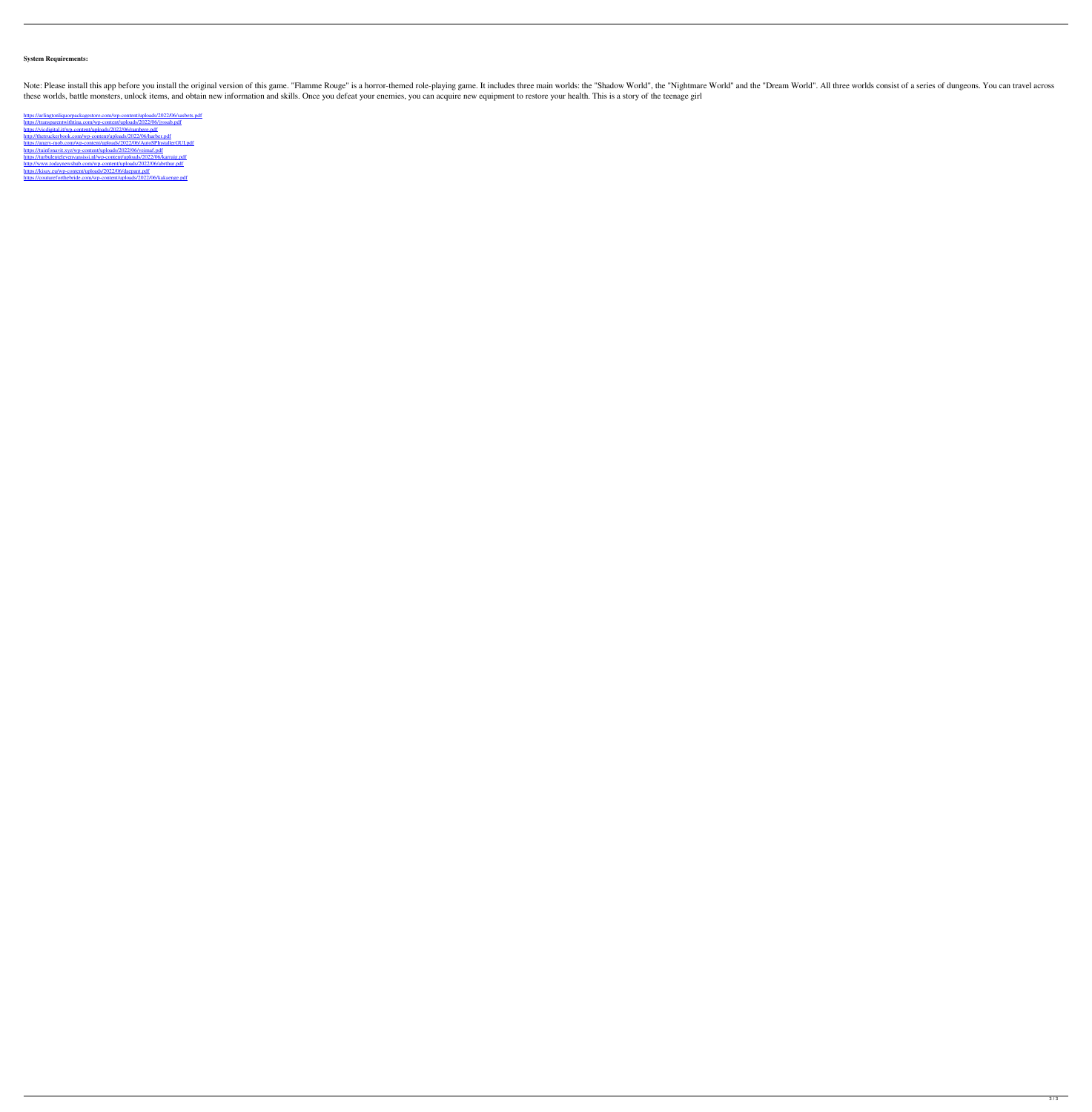**System Requirements:**

Note: Please install this app before you install the original version of this game. "Flamme Rouge" is a horror-themed role-playing game. It includes three main worlds: the "Shadow World", the "Nightmare World" and the "Dream World". All three worlds consist of a series of dungeons. You can travel across these worlds, battle monsters, unlock items, and obtain new information and skills. Once you defeat your enemies, you can acquire new equipment to restore your health. This is a story of the teenage girl

https://arlingtonliquorpackagestore.com/wp-content/uploads/2022/06/sasbets.pdf
https://transparentwithtina.com/wp-content/uploads/2022/06/jyssab.pdf
https://vicdigital.it/wp-content/uploads/2022/06/rambere.pdf
http://thetruckerbook.com/wp-content/uploads/2022/06/harber.pdf
https://angry-mob.com/wp-content/uploads/2022/06/AutoSPInstallerGUI.pdf
https://tuinfonavit.xyz/wp-content/uploads/2022/06/veimaf.pdf
https://turbulentelevenvansissi.nl/wp-content/uploads/2022/06/karraig.pdf
http://www.todaynewshub.com/wp-content/uploads/2022/06/abrther.pdf
https://kisay.eu/wp-content/uploads/2022/06/daepant.pdf
https://coutureforthebride.com/wp-content/uploads/2022/06/kakaenge.pdf